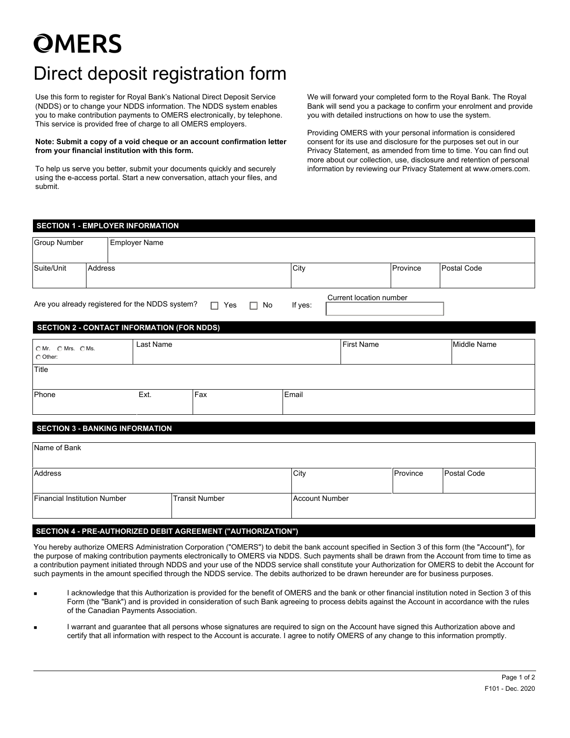# OMERS

# Direct deposit registration form

Use this form to register for Royal Bank's National Direct Deposit Service (NDDS) or to change your NDDS information. The NDDS system enables you to make contribution payments to OMERS electronically, by telephone. This service is provided free of charge to all OMERS employers.

**Note: Submit a copy of a void cheque or an account confirmation letter from your financial institution with this form.**

To help us serve you better, submit your documents quickly and securely using the e-access portal. Start a new conversation, attach your files, and submit.

We will forward your completed form to the Royal Bank. The Royal Bank will send you a package to confirm your enrolment and provide you with detailed instructions on how to use the system.

Providing OMERS with your personal information is considered consent for its use and disclosure for the purposes set out in our Privacy Statement, as amended from time to time. You can find out more about our collection, use, disclosure and retention of personal information by reviewing our Privacy Statement at www.omers.com.

## SECTION 1 - EMPLOYER INFORMATION

| Group Number | Employer Name | | | |
|---|---|---|---|---|
| | | | | |

| Suite/Unit | Address | City | Province | Postal Code |
|---|---|---|---|---|
| | | | | |

Are you already registered for the NDDS system? ☐ Yes ☐ No If yes: Current location number \_\_\_\_\_\_\_\_\_\_

## SECTION 2 - CONTACT INFORMATION (FOR NDDS)

| ○ Mr. ○ Mrs. ○ Ms. ○ Other: | Last Name | First Name | Middle Name |
|---|---|---|---|
| | | | |

| Title |
|---|
| |

| Phone | Ext. | Fax | Email |
|---|---|---|---|
| | | | |

## SECTION 3 - BANKING INFORMATION

| Name of Bank |
|---|
| |

| Address | City | Province | Postal Code |
|---|---|---|---|
| | | | |

| Financial Institution Number | Transit Number | Account Number |
|---|---|---|
| | | |

## SECTION 4 - PRE-AUTHORIZED DEBIT AGREEMENT ("AUTHORIZATION")

You hereby authorize OMERS Administration Corporation ("OMERS") to debit the bank account specified in Section 3 of this form (the "Account"), for the purpose of making contribution payments electronically to OMERS via NDDS. Such payments shall be drawn from the Account from time to time as a contribution payment initiated through NDDS and your use of the NDDS service shall constitute your Authorization for OMERS to debit the Account for such payments in the amount specified through the NDDS service. The debits authorized to be drawn hereunder are for business purposes.

- I acknowledge that this Authorization is provided for the benefit of OMERS and the bank or other financial institution noted in Section 3 of this Form (the "Bank") and is provided in consideration of such Bank agreeing to process debits against the Account in accordance with the rules of the Canadian Payments Association.
- I warrant and guarantee that all persons whose signatures are required to sign on the Account have signed this Authorization above and certify that all information with respect to the Account is accurate. I agree to notify OMERS of any change to this information promptly.

F101 - Dec. 2020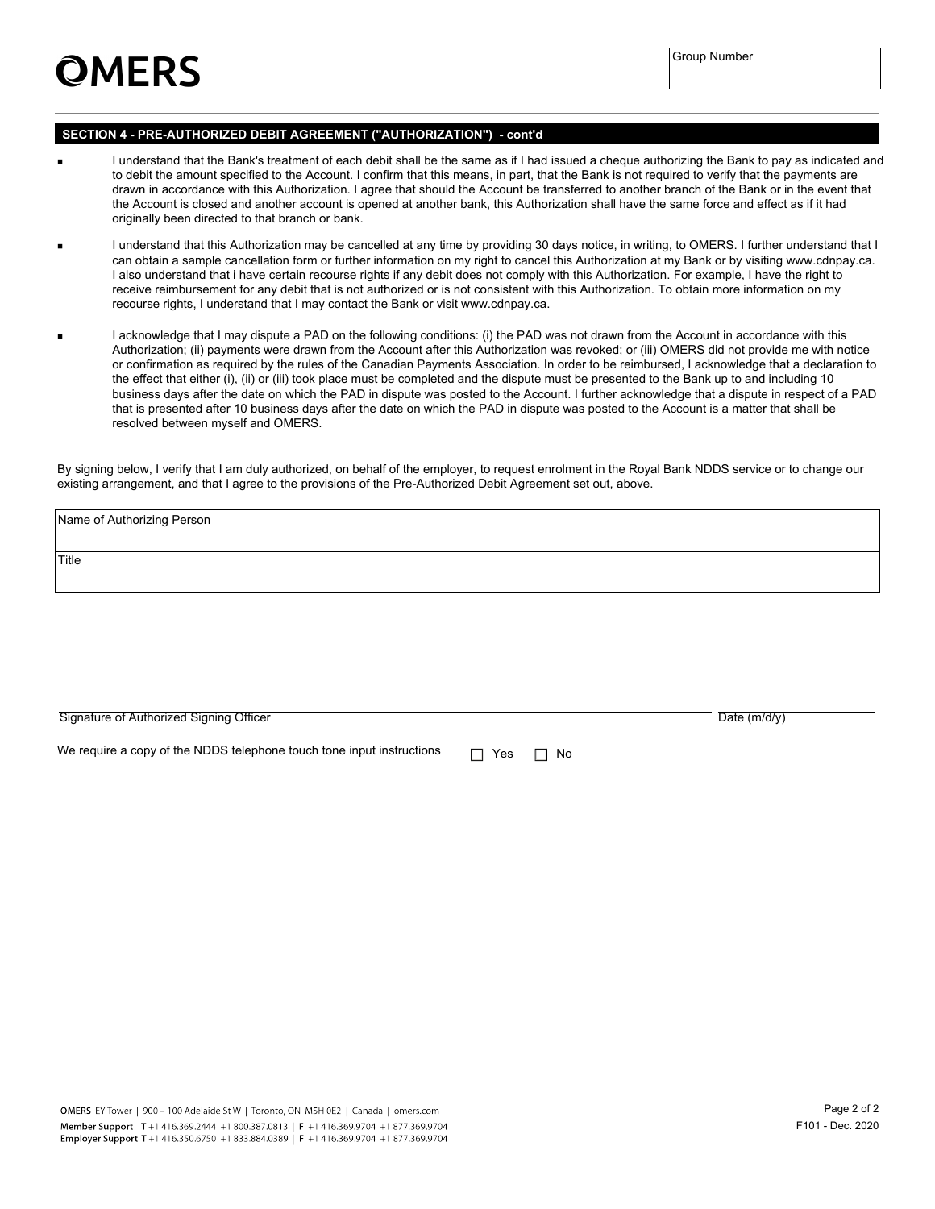Group Number

## SECTION 4 - PRE-AUTHORIZED DEBIT AGREEMENT ("AUTHORIZATION") - cont'd

- I understand that the Bank's treatment of each debit shall be the same as if I had issued a cheque authorizing the Bank to pay as indicated and to debit the amount specified to the Account. I confirm that this means, in part, that the Bank is not required to verify that the payments are drawn in accordance with this Authorization. I agree that should the Account be transferred to another branch of the Bank or in the event that the Account is closed and another account is opened at another bank, this Authorization shall have the same force and effect as if it had originally been directed to that branch or bank.
- I understand that this Authorization may be cancelled at any time by providing 30 days notice, in writing, to OMERS. I further understand that I can obtain a sample cancellation form or further information on my right to cancel this Authorization at my Bank or by visiting www.cdnpay.ca. I also understand that i have certain recourse rights if any debit does not comply with this Authorization. For example, I have the right to receive reimbursement for any debit that is not authorized or is not consistent with this Authorization. To obtain more information on my recourse rights, I understand that I may contact the Bank or visit www.cdnpay.ca.
- I acknowledge that I may dispute a PAD on the following conditions: (i) the PAD was not drawn from the Account in accordance with this Authorization; (ii) payments were drawn from the Account after this Authorization was revoked; or (iii) OMERS did not provide me with notice or confirmation as required by the rules of the Canadian Payments Association. In order to be reimbursed, I acknowledge that a declaration to the effect that either (i), (ii) or (iii) took place must be completed and the dispute must be presented to the Bank up to and including 10 business days after the date on which the PAD in dispute was posted to the Account. I further acknowledge that a dispute in respect of a PAD that is presented after 10 business days after the date on which the PAD in dispute was posted to the Account is a matter that shall be resolved between myself and OMERS.

By signing below, I verify that I am duly authorized, on behalf of the employer, to request enrolment in the Royal Bank NDDS service or to change our existing arrangement, and that I agree to the provisions of the Pre-Authorized Debit Agreement set out, above.

Name of Authorizing Person

Title

Signature of Authorized Signing Officer

Date (m/d/y)

We require a copy of the NDDS telephone touch tone input instructions ☐ Yes ☐ No

OMERS EY Tower | 900 – 100 Adelaide St W | Toronto, ON M5H 0E2 | Canada | omers.com
Member Support T +1 416.369.2444 +1 800.387.0813 | F +1 416.369.9704 +1 877.369.9704
Employer Support T +1 416.350.6750 +1 833.884.0389 | F +1 416.369.9704 +1 877.369.9704

F101 - Dec. 2020